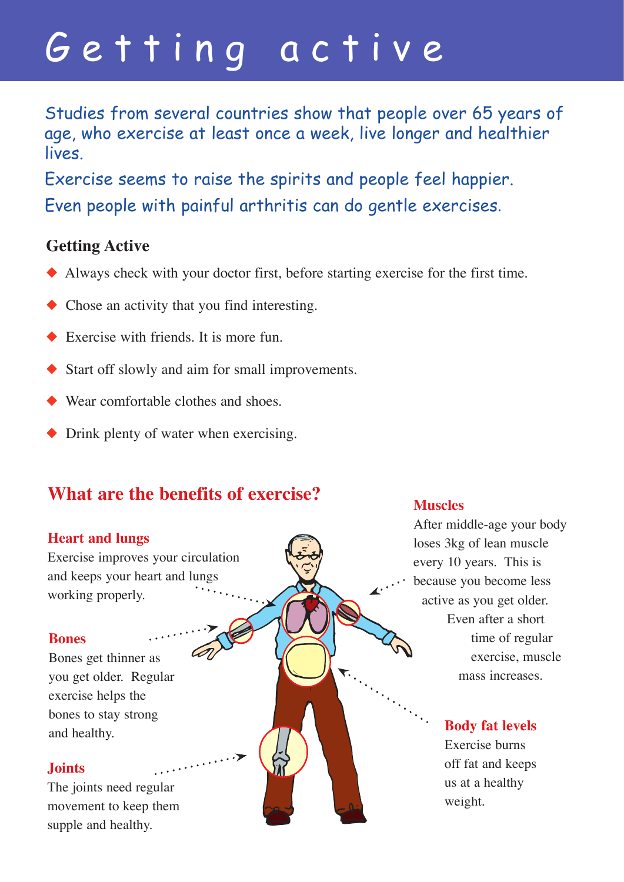# Getting active

Studies from several countries show that people over 65 years of age, who exercise at least once a week, live longer and healthier lives.

Exercise seems to raise the spirits and people feel happier.

Even people with painful arthritis can do gentle exercises.

## Getting Active

- Always check with your doctor first, before starting exercise for the first time.
- Chose an activity that you find interesting.
- Exercise with friends. It is more fun.
- Start off slowly and aim for small improvements.
- Wear comfortable clothes and shoes.
- Drink plenty of water when exercising.

## What are the benefits of exercise?

### Heart and lungs

Exercise improves your circulation and keeps your heart and lungs working properly.

### Bones

Bones get thinner as you get older. Regular exercise helps the bones to stay strong and healthy.

### Joints

The joints need regular movement to keep them supple and healthy.

### Muscles

After middle-age your body loses 3kg of lean muscle every 10 years. This is because you become less active as you get older. Even after a short time of regular exercise, muscle mass increases.

### Body fat levels

Exercise burns off fat and keeps us at a healthy weight.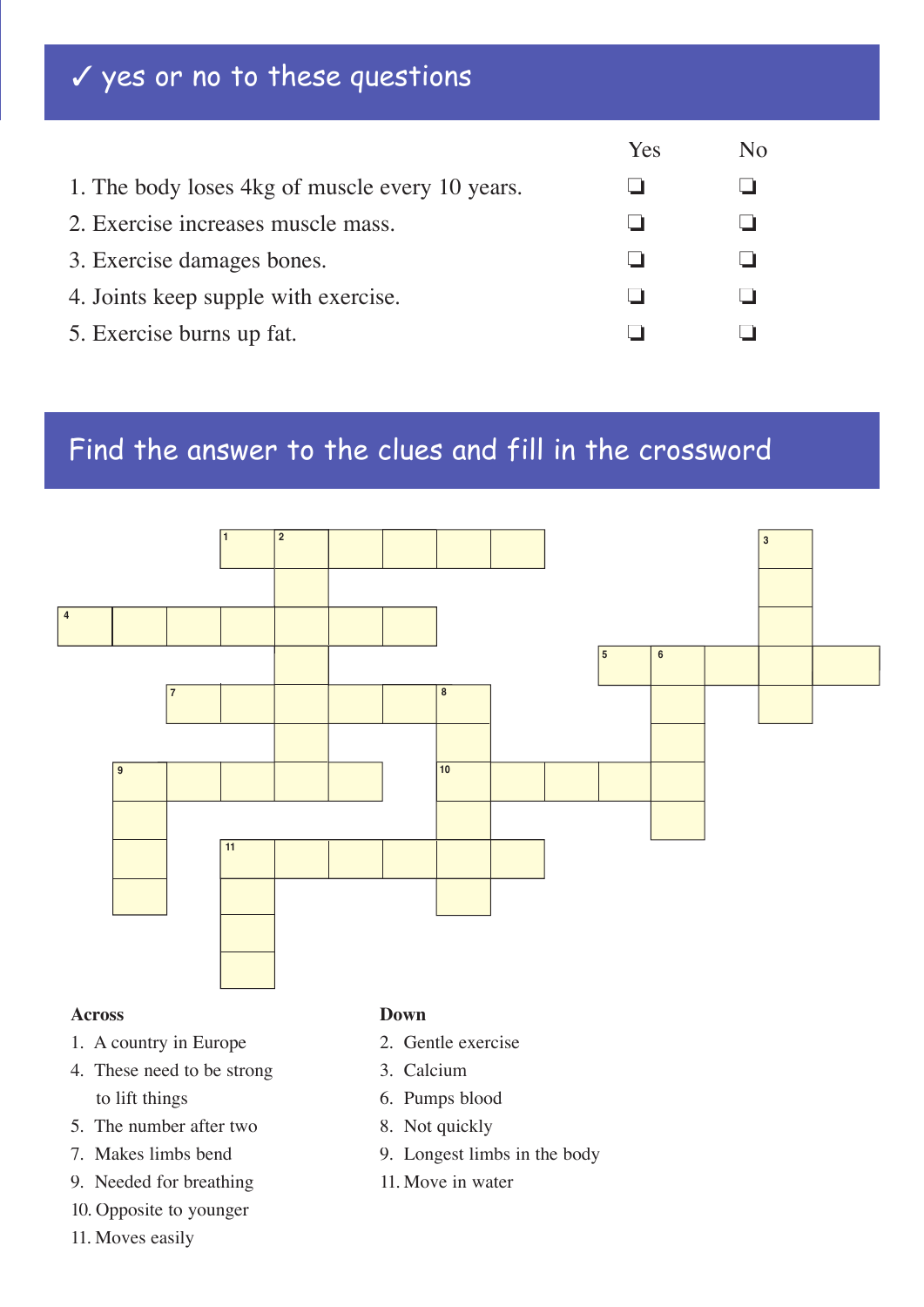## ✓ yes or no to these questions

| | Yes | No |
|---|---|---|
| 1. The body loses 4kg of muscle every 10 years. | ❏ | ❏ |
| 2. Exercise increases muscle mass. | ❏ | ❏ |
| 3. Exercise damages bones. | ❏ | ❏ |
| 4. Joints keep supple with exercise. | ❏ | ❏ |
| 5. Exercise burns up fat. | ❏ | ❏ |

## Find the answer to the clues and fill in the crossword

**Across**

1. A country in Europe
4. These need to be strong to lift things
5. The number after two
7. Makes limbs bend
9. Needed for breathing
10. Opposite to younger
11. Moves easily

**Down**

2. Gentle exercise
3. Calcium
6. Pumps blood
8. Not quickly
9. Longest limbs in the body
11. Move in water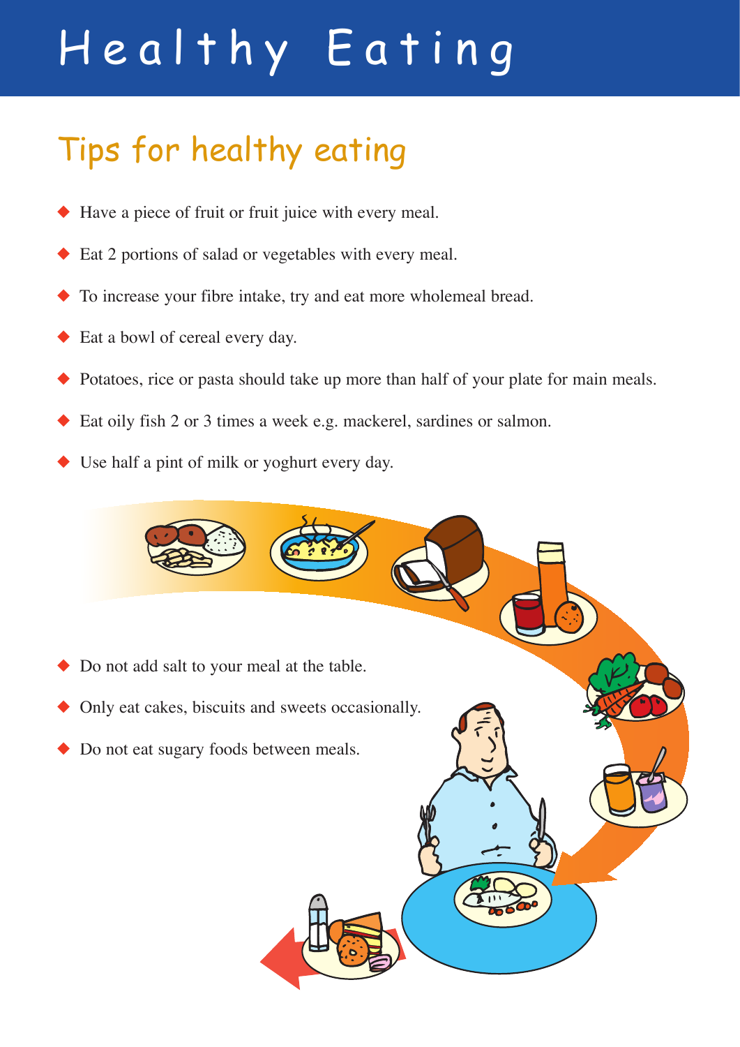# Healthy Eating

## Tips for healthy eating

- Have a piece of fruit or fruit juice with every meal.
- Eat 2 portions of salad or vegetables with every meal.
- To increase your fibre intake, try and eat more wholemeal bread.
- Eat a bowl of cereal every day.
- Potatoes, rice or pasta should take up more than half of your plate for main meals.
- Eat oily fish 2 or 3 times a week e.g. mackerel, sardines or salmon.
- Use half a pint of milk or yoghurt every day.
- Do not add salt to your meal at the table.
- Only eat cakes, biscuits and sweets occasionally.
- Do not eat sugary foods between meals.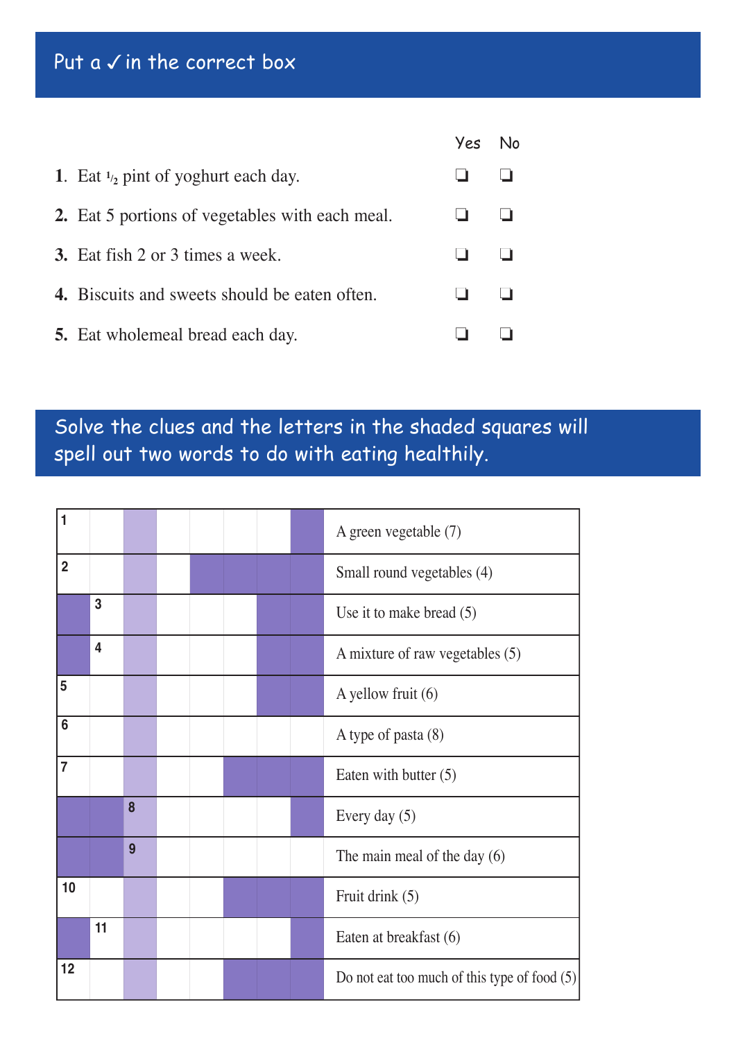## Put a ✓ in the correct box

| | Yes | No |
|---|---|---|
| **1**. Eat ½ pint of yoghurt each day. | ❑ | ❑ |
| **2.** Eat 5 portions of vegetables with each meal. | ❑ | ❑ |
| **3.** Eat fish 2 or 3 times a week. | ❑ | ❑ |
| **4.** Biscuits and sweets should be eaten often. | ❑ | ❑ |
| **5.** Eat wholemeal bread each day. | ❑ | ❑ |

## Solve the clues and the letters in the shaded squares will spell out two words to do with eating healthily.

| No. | Clue |
|---|---|
| 1 | A green vegetable (7) |
| 2 | Small round vegetables (4) |
| 3 | Use it to make bread (5) |
| 4 | A mixture of raw vegetables (5) |
| 5 | A yellow fruit (6) |
| 6 | A type of pasta (8) |
| 7 | Eaten with butter (5) |
| 8 | Every day (5) |
| 9 | The main meal of the day (6) |
| 10 | Fruit drink (5) |
| 11 | Eaten at breakfast (6) |
| 12 | Do not eat too much of this type of food (5) |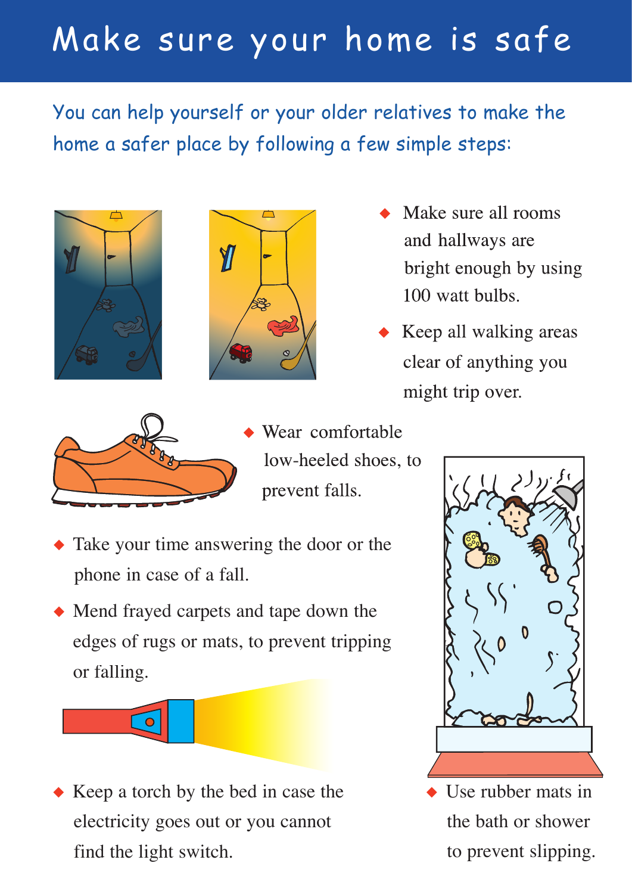# Make sure your home is safe

You can help yourself or your older relatives to make the home a safer place by following a few simple steps:

- Make sure all rooms and hallways are bright enough by using 100 watt bulbs.
- Keep all walking areas clear of anything you might trip over.
- Wear comfortable low-heeled shoes, to prevent falls.
- Take your time answering the door or the phone in case of a fall.
- Mend frayed carpets and tape down the edges of rugs or mats, to prevent tripping or falling.
- Keep a torch by the bed in case the electricity goes out or you cannot find the light switch.
- Use rubber mats in the bath or shower to prevent slipping.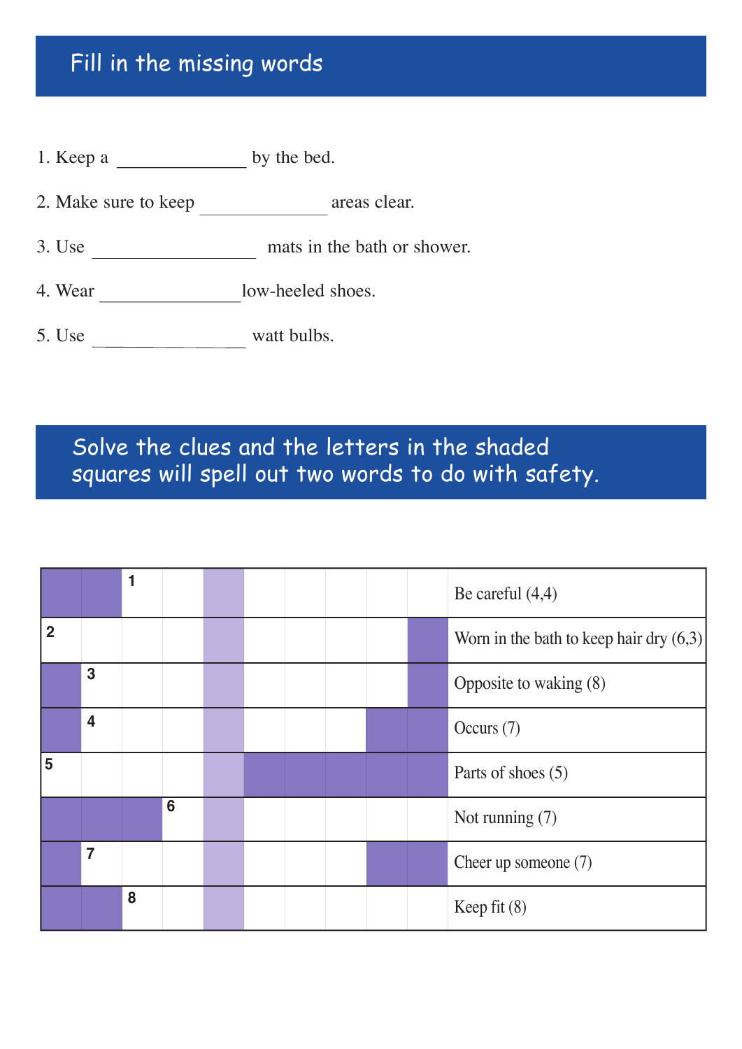## Fill in the missing words

1. Keep a ______________ by the bed.

2. Make sure to keep ______________ areas clear.

3. Use __________________ mats in the bath or shower.

4. Wear _______________low-heeled shoes.

5. Use ________________ watt bulbs.

## Solve the clues and the letters in the shaded squares will spell out two words to do with safety.

| | | | | | | | | | | |
|---|---|---|---|---|---|---|---|---|---|---|
| | | 1 | | | | | | | | Be careful (4,4) |
| 2 | | | | | | | | | | Worn in the bath to keep hair dry (6,3) |
| | 3 | | | | | | | | | Opposite to waking (8) |
| | 4 | | | | | | | | | Occurs (7) |
| 5 | | | | | | | | | | Parts of shoes (5) |
| | | | 6 | | | | | | | Not running (7) |
| | 7 | | | | | | | | | Cheer up someone (7) |
| | | 8 | | | | | | | | Keep fit (8) |